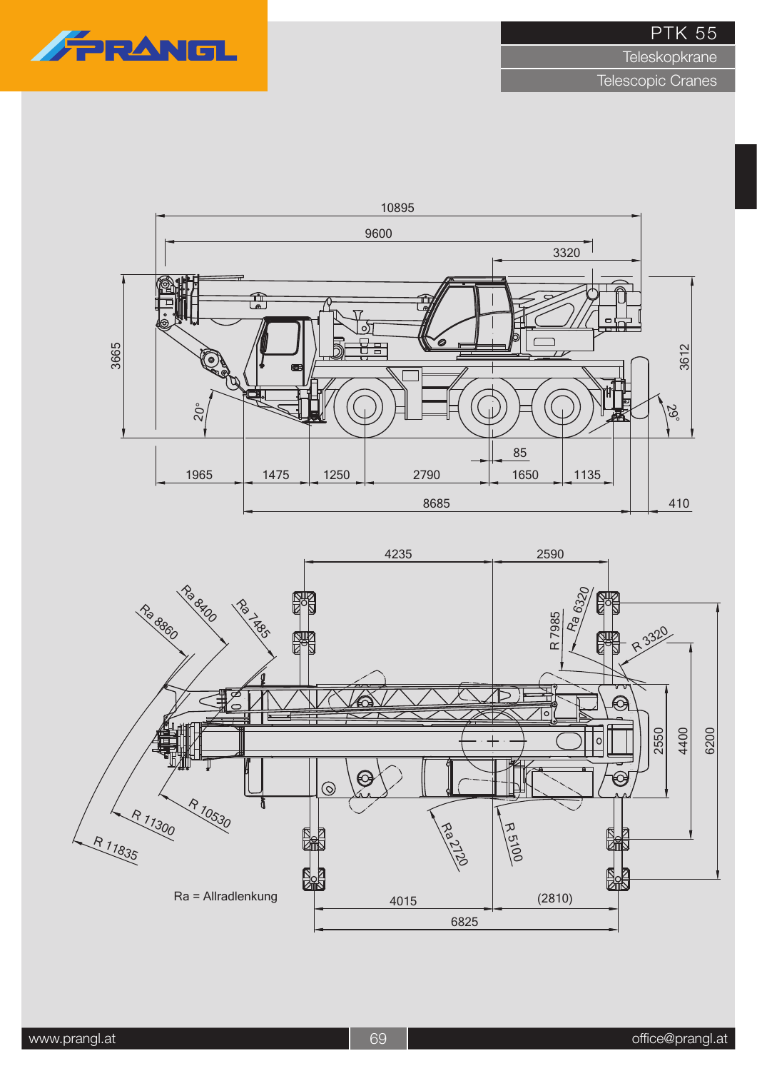# PTK 55

## Teleskopkrane

## Telescopic Cranes

Ra = Allradlenkung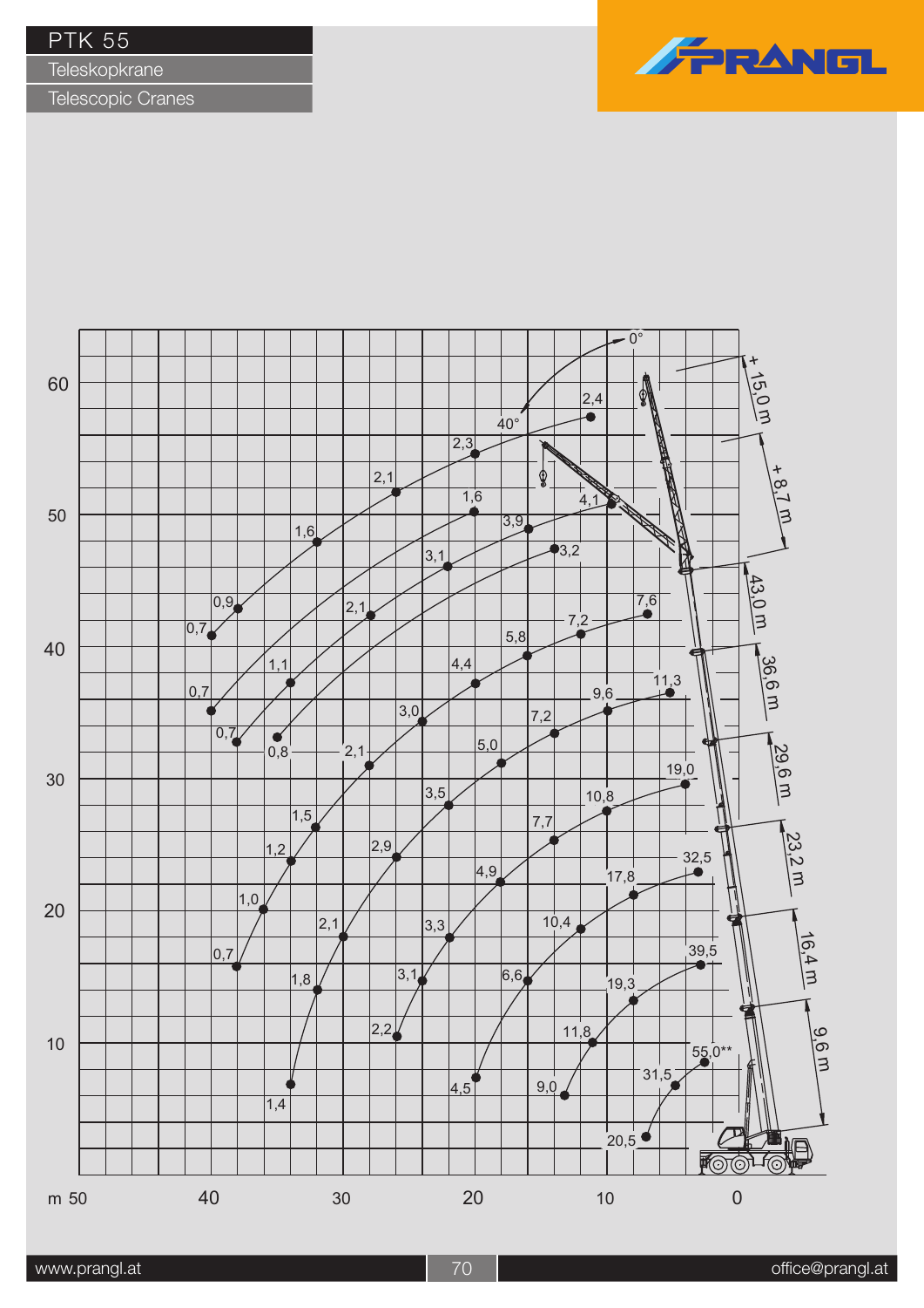# PTK 55

## Teleskopkrane

## Telescopic Cranes

PRANGL

60

50

40

30

20

10

m 50 | 40 | 30 | 20 | 10 | 0

0°

40°

+ 15,0 m

+ 8,7 m

43,0 m

36,6 m

29,6 m

23,2 m

16,4 m

9,6 m

2,4 | 2,3 | 2,1 | 1,6 | 0,9 | 0,7

4,1 | 1,6 | 3,9 | 3,1 | 3,2 | 2,1 | 1,1 | 0,7 | 0,7 | 0,8

7,6 | 7,2 | 5,8 | 4,4 | 3,0 | 2,1 | 1,5 | 1,2 | 1,0 | 0,7

11,3 | 9,6 | 7,2 | 5,0 | 3,5 | 2,9 | 2,1 | 1,8 | 1,4

19,0 | 10,8 | 7,7 | 4,9 | 3,3 | 3,1 | 2,2

32,5 | 17,8 | 10,4 | 6,6 | 4,5

39,5 | 19,3 | 11,8 | 9,0

55,0** | 31,5 | 20,5

www.prangl.at

office@prangl.at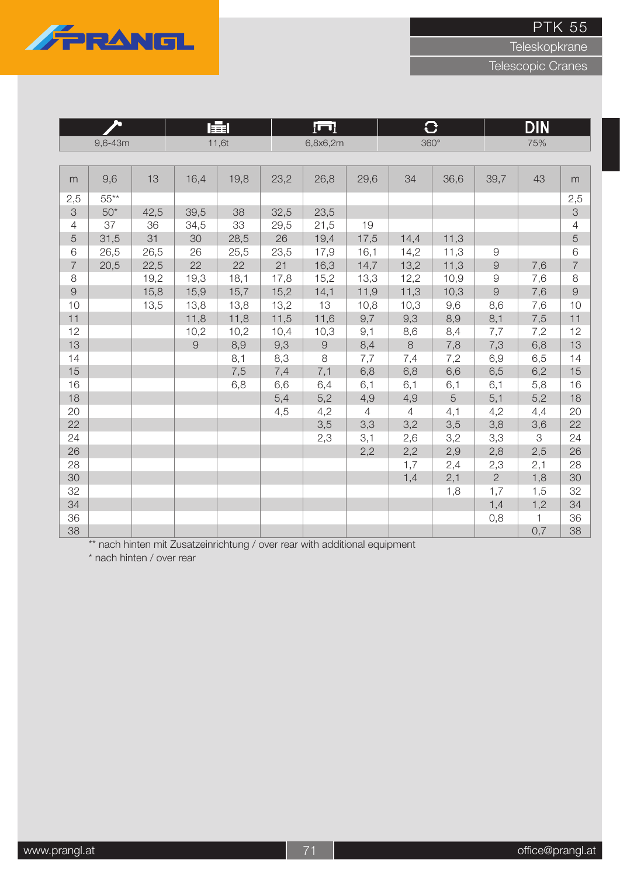# PTK 55

Teleskopkrane

Telescopic Cranes

| Boom | Lifting capacity | Outrigger | Slewing | DIN |
|---|---|---|---|---|
| 9,6-43m | 11,6t | 6,8x6,2m | 360° | 75% |

| m | 9,6 | 13 | 16,4 | 19,8 | 23,2 | 26,8 | 29,6 | 34 | 36,6 | 39,7 | 43 | m |
|---|---|---|---|---|---|---|---|---|---|---|---|---|
| 2,5 | 55** | | | | | | | | | | | 2,5 |
| 3 | 50* | 42,5 | 39,5 | 38 | 32,5 | 23,5 | | | | | | 3 |
| 4 | 37 | 36 | 34,5 | 33 | 29,5 | 21,5 | 19 | | | | | 4 |
| 5 | 31,5 | 31 | 30 | 28,5 | 26 | 19,4 | 17,5 | 14,4 | 11,3 | | | 5 |
| 6 | 26,5 | 26,5 | 26 | 25,5 | 23,5 | 17,9 | 16,1 | 14,2 | 11,3 | 9 | | 6 |
| 7 | 20,5 | 22,5 | 22 | 22 | 21 | 16,3 | 14,7 | 13,2 | 11,3 | 9 | 7,6 | 7 |
| 8 | | 19,2 | 19,3 | 18,1 | 17,8 | 15,2 | 13,3 | 12,2 | 10,9 | 9 | 7,6 | 8 |
| 9 | | 15,8 | 15,9 | 15,7 | 15,2 | 14,1 | 11,9 | 11,3 | 10,3 | 9 | 7,6 | 9 |
| 10 | | 13,5 | 13,8 | 13,8 | 13,2 | 13 | 10,8 | 10,3 | 9,6 | 8,6 | 7,6 | 10 |
| 11 | | | 11,8 | 11,8 | 11,5 | 11,6 | 9,7 | 9,3 | 8,9 | 8,1 | 7,5 | 11 |
| 12 | | | 10,2 | 10,2 | 10,4 | 10,3 | 9,1 | 8,6 | 8,4 | 7,7 | 7,2 | 12 |
| 13 | | | 9 | 8,9 | 9,3 | 9 | 8,4 | 8 | 7,8 | 7,3 | 6,8 | 13 |
| 14 | | | | 8,1 | 8,3 | 8 | 7,7 | 7,4 | 7,2 | 6,9 | 6,5 | 14 |
| 15 | | | | 7,5 | 7,4 | 7,1 | 6,8 | 6,8 | 6,6 | 6,5 | 6,2 | 15 |
| 16 | | | | 6,8 | 6,6 | 6,4 | 6,1 | 6,1 | 6,1 | 6,1 | 5,8 | 16 |
| 18 | | | | | 5,4 | 5,2 | 4,9 | 4,9 | 5 | 5,1 | 5,2 | 18 |
| 20 | | | | | 4,5 | 4,2 | 4 | 4 | 4,1 | 4,2 | 4,4 | 20 |
| 22 | | | | | | 3,5 | 3,3 | 3,2 | 3,5 | 3,8 | 3,6 | 22 |
| 24 | | | | | | 2,3 | 3,1 | 2,6 | 3,2 | 3,3 | 3 | 24 |
| 26 | | | | | | | 2,2 | 2,2 | 2,9 | 2,8 | 2,5 | 26 |
| 28 | | | | | | | | 1,7 | 2,4 | 2,3 | 2,1 | 28 |
| 30 | | | | | | | | 1,4 | 2,1 | 2 | 1,8 | 30 |
| 32 | | | | | | | | | 1,8 | 1,7 | 1,5 | 32 |
| 34 | | | | | | | | | | 1,4 | 1,2 | 34 |
| 36 | | | | | | | | | | 0,8 | 1 | 36 |
| 38 | | | | | | | | | | | 0,7 | 38 |

** nach hinten mit Zusatzeinrichtung / over rear with additional equipment

* nach hinten / over rear

www.prangl.at

office@prangl.at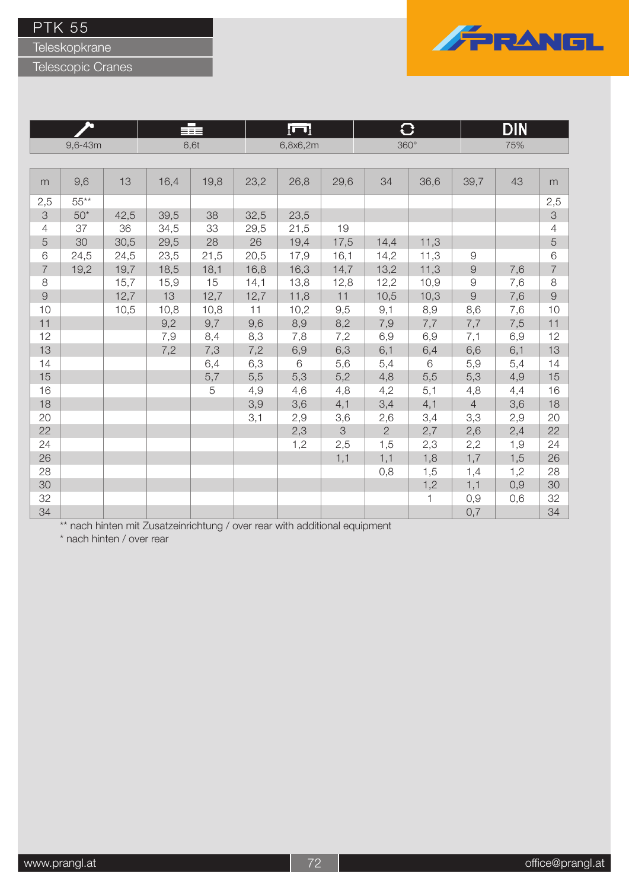# PTK 55

## Teleskopkrane

## Telescopic Cranes

PRANGL

| 9,6-43m | 6,6t | 6,8x6,2m | 360° | DIN 75% |
|---|---|---|---|---|

| m | 9,6 | 13 | 16,4 | 19,8 | 23,2 | 26,8 | 29,6 | 34 | 36,6 | 39,7 | 43 | m |
|---|---|---|---|---|---|---|---|---|---|---|---|---|
| 2,5 | 55** | | | | | | | | | | | 2,5 |
| 3 | 50* | 42,5 | 39,5 | 38 | 32,5 | 23,5 | | | | | | 3 |
| 4 | 37 | 36 | 34,5 | 33 | 29,5 | 21,5 | 19 | | | | | 4 |
| 5 | 30 | 30,5 | 29,5 | 28 | 26 | 19,4 | 17,5 | 14,4 | 11,3 | | | 5 |
| 6 | 24,5 | 24,5 | 23,5 | 21,5 | 20,5 | 17,9 | 16,1 | 14,2 | 11,3 | 9 | | 6 |
| 7 | 19,2 | 19,7 | 18,5 | 18,1 | 16,8 | 16,3 | 14,7 | 13,2 | 11,3 | 9 | 7,6 | 7 |
| 8 | | 15,7 | 15,9 | 15 | 14,1 | 13,8 | 12,8 | 12,2 | 10,9 | 9 | 7,6 | 8 |
| 9 | | 12,7 | 13 | 12,7 | 12,7 | 11,8 | 11 | 10,5 | 10,3 | 9 | 7,6 | 9 |
| 10 | | 10,5 | 10,8 | 10,8 | 11 | 10,2 | 9,5 | 9,1 | 8,9 | 8,6 | 7,6 | 10 |
| 11 | | | 9,2 | 9,7 | 9,6 | 8,9 | 8,2 | 7,9 | 7,7 | 7,7 | 7,5 | 11 |
| 12 | | | 7,9 | 8,4 | 8,3 | 7,8 | 7,2 | 6,9 | 6,9 | 7,1 | 6,9 | 12 |
| 13 | | | 7,2 | 7,3 | 7,2 | 6,9 | 6,3 | 6,1 | 6,4 | 6,6 | 6,1 | 13 |
| 14 | | | | 6,4 | 6,3 | 6 | 5,6 | 5,4 | 6 | 5,9 | 5,4 | 14 |
| 15 | | | | 5,7 | 5,5 | 5,3 | 5,2 | 4,8 | 5,5 | 5,3 | 4,9 | 15 |
| 16 | | | | 5 | 4,9 | 4,6 | 4,8 | 4,2 | 5,1 | 4,8 | 4,4 | 16 |
| 18 | | | | | 3,9 | 3,6 | 4,1 | 3,4 | 4,1 | 4 | 3,6 | 18 |
| 20 | | | | | 3,1 | 2,9 | 3,6 | 2,6 | 3,4 | 3,3 | 2,9 | 20 |
| 22 | | | | | | 2,3 | 3 | 2 | 2,7 | 2,6 | 2,4 | 22 |
| 24 | | | | | | 1,2 | 2,5 | 1,5 | 2,3 | 2,2 | 1,9 | 24 |
| 26 | | | | | | | 1,1 | 1,1 | 1,8 | 1,7 | 1,5 | 26 |
| 28 | | | | | | | | 0,8 | 1,5 | 1,4 | 1,2 | 28 |
| 30 | | | | | | | | | 1,2 | 1,1 | 0,9 | 30 |
| 32 | | | | | | | | | 1 | 0,9 | 0,6 | 32 |
| 34 | | | | | | | | | | 0,7 | | 34 |

** nach hinten mit Zusatzeinrichtung / over rear with additional equipment

* nach hinten / over rear

www.prangl.at

office@prangl.at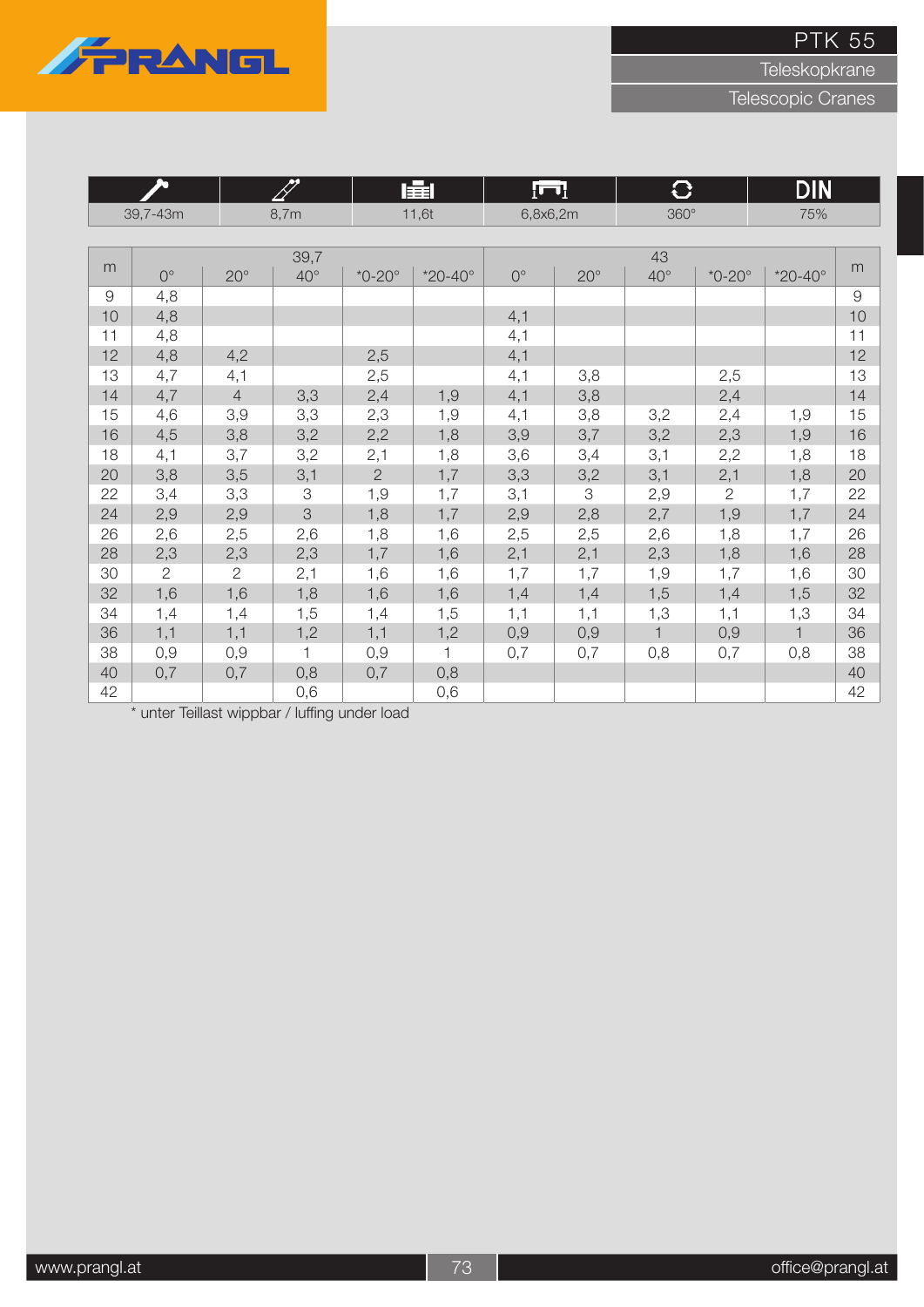# PTK 55

Teleskopkrane

Telescopic Cranes

| | | | | | |
|---|---|---|---|---|---|
| 39,7-43m | 8,7m | 11,6t | 6,8x6,2m | 360° | DIN 75% |

| m | 39,7 0° | 20° | 40° | *0-20° | *20-40° | 43 0° | 20° | 40° | *0-20° | *20-40° | m |
|---|---|---|---|---|---|---|---|---|---|---|---|
| 9 | 4,8 | | | | | | | | | | 9 |
| 10 | 4,8 | | | | | 4,1 | | | | | 10 |
| 11 | 4,8 | | | | | 4,1 | | | | | 11 |
| 12 | 4,8 | 4,2 | | 2,5 | | 4,1 | | | | | 12 |
| 13 | 4,7 | 4,1 | | 2,5 | | 4,1 | 3,8 | | 2,5 | | 13 |
| 14 | 4,7 | 4 | 3,3 | 2,4 | 1,9 | 4,1 | 3,8 | | 2,4 | | 14 |
| 15 | 4,6 | 3,9 | 3,3 | 2,3 | 1,9 | 4,1 | 3,8 | 3,2 | 2,4 | 1,9 | 15 |
| 16 | 4,5 | 3,8 | 3,2 | 2,2 | 1,8 | 3,9 | 3,7 | 3,2 | 2,3 | 1,9 | 16 |
| 18 | 4,1 | 3,7 | 3,2 | 2,1 | 1,8 | 3,6 | 3,4 | 3,1 | 2,2 | 1,8 | 18 |
| 20 | 3,8 | 3,5 | 3,1 | 2 | 1,7 | 3,3 | 3,2 | 3,1 | 2,1 | 1,8 | 20 |
| 22 | 3,4 | 3,3 | 3 | 1,9 | 1,7 | 3,1 | 3 | 2,9 | 2 | 1,7 | 22 |
| 24 | 2,9 | 2,9 | 3 | 1,8 | 1,7 | 2,9 | 2,8 | 2,7 | 1,9 | 1,7 | 24 |
| 26 | 2,6 | 2,5 | 2,6 | 1,8 | 1,6 | 2,5 | 2,5 | 2,6 | 1,8 | 1,7 | 26 |
| 28 | 2,3 | 2,3 | 2,3 | 1,7 | 1,6 | 2,1 | 2,1 | 2,3 | 1,8 | 1,6 | 28 |
| 30 | 2 | 2 | 2,1 | 1,6 | 1,6 | 1,7 | 1,7 | 1,9 | 1,7 | 1,6 | 30 |
| 32 | 1,6 | 1,6 | 1,8 | 1,6 | 1,6 | 1,4 | 1,4 | 1,5 | 1,4 | 1,5 | 32 |
| 34 | 1,4 | 1,4 | 1,5 | 1,4 | 1,5 | 1,1 | 1,1 | 1,3 | 1,1 | 1,3 | 34 |
| 36 | 1,1 | 1,1 | 1,2 | 1,1 | 1,2 | 0,9 | 0,9 | 1 | 0,9 | 1 | 36 |
| 38 | 0,9 | 0,9 | 1 | 0,9 | 1 | 0,7 | 0,7 | 0,8 | 0,7 | 0,8 | 38 |
| 40 | 0,7 | 0,7 | 0,8 | 0,7 | 0,8 | | | | | | 40 |
| 42 | | | 0,6 | | 0,6 | | | | | | 42 |

* unter Teillast wippbar / luffing under load

www.prangl.at

office@prangl.at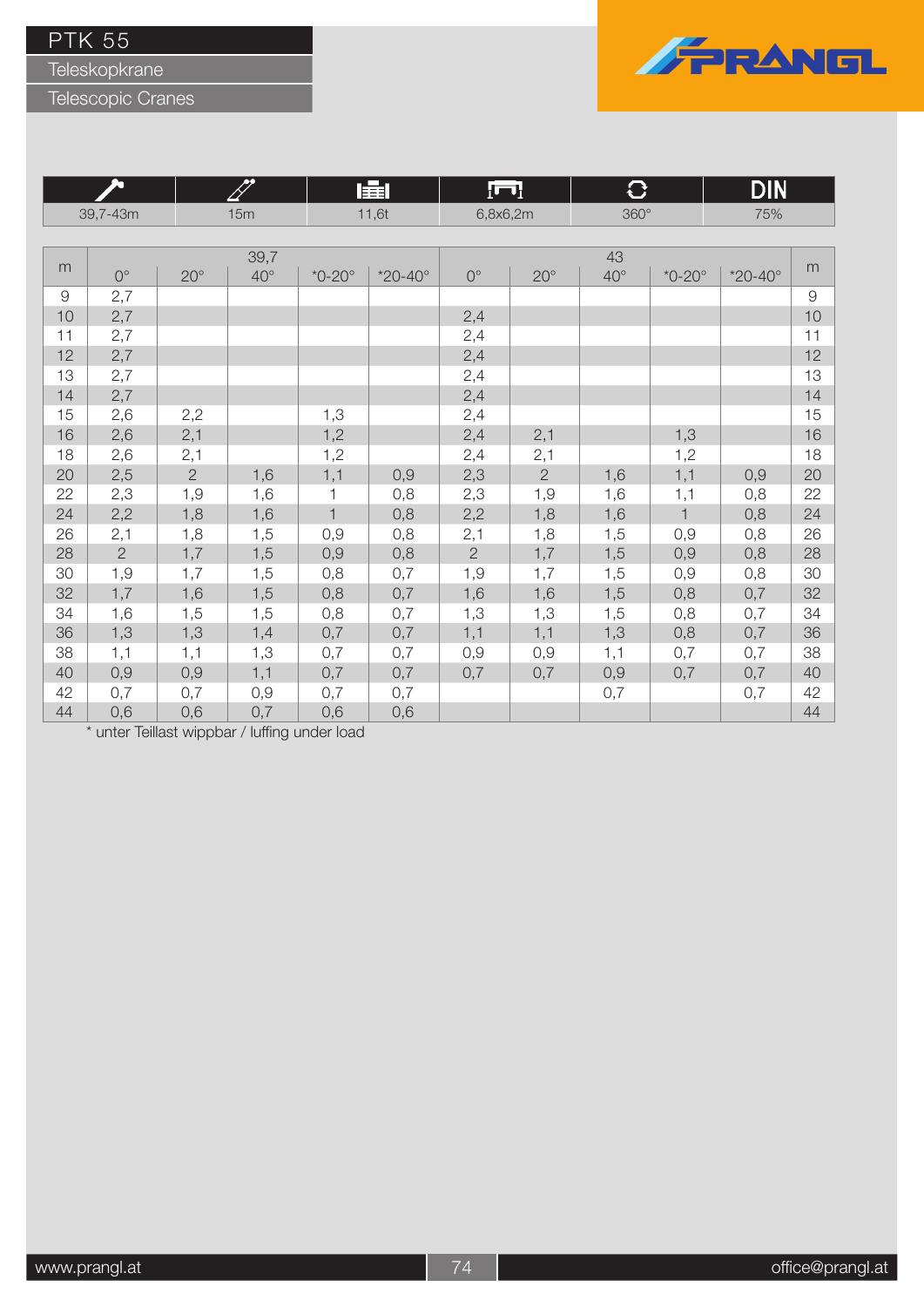# PTK 55

## Teleskopkrane

## Telescopic Cranes

| 39,7-43m | 15m | 11,6t | 6,8x6,2m | 360° | DIN 75% |
|---|---|---|---|---|---|

| m | 39,7 | | | | | 43 | | | | | m |
|---|---|---|---|---|---|---|---|---|---|---|---|
| | 0° | 20° | 40° | *0-20° | *20-40° | 0° | 20° | 40° | *0-20° | *20-40° | |
| 9 | 2,7 | | | | | | | | | | 9 |
| 10 | 2,7 | | | | | 2,4 | | | | | 10 |
| 11 | 2,7 | | | | | 2,4 | | | | | 11 |
| 12 | 2,7 | | | | | 2,4 | | | | | 12 |
| 13 | 2,7 | | | | | 2,4 | | | | | 13 |
| 14 | 2,7 | | | | | 2,4 | | | | | 14 |
| 15 | 2,6 | 2,2 | | 1,3 | | 2,4 | | | | | 15 |
| 16 | 2,6 | 2,1 | | 1,2 | | 2,4 | 2,1 | | 1,3 | | 16 |
| 18 | 2,6 | 2,1 | | 1,2 | | 2,4 | 2,1 | | 1,2 | | 18 |
| 20 | 2,5 | 2 | 1,6 | 1,1 | 0,9 | 2,3 | 2 | 1,6 | 1,1 | 0,9 | 20 |
| 22 | 2,3 | 1,9 | 1,6 | 1 | 0,8 | 2,3 | 1,9 | 1,6 | 1,1 | 0,8 | 22 |
| 24 | 2,2 | 1,8 | 1,6 | 1 | 0,8 | 2,2 | 1,8 | 1,6 | 1 | 0,8 | 24 |
| 26 | 2,1 | 1,8 | 1,5 | 0,9 | 0,8 | 2,1 | 1,8 | 1,5 | 0,9 | 0,8 | 26 |
| 28 | 2 | 1,7 | 1,5 | 0,9 | 0,8 | 2 | 1,7 | 1,5 | 0,9 | 0,8 | 28 |
| 30 | 1,9 | 1,7 | 1,5 | 0,8 | 0,7 | 1,9 | 1,7 | 1,5 | 0,9 | 0,8 | 30 |
| 32 | 1,7 | 1,6 | 1,5 | 0,8 | 0,7 | 1,6 | 1,6 | 1,5 | 0,8 | 0,7 | 32 |
| 34 | 1,6 | 1,5 | 1,5 | 0,8 | 0,7 | 1,3 | 1,3 | 1,5 | 0,8 | 0,7 | 34 |
| 36 | 1,3 | 1,3 | 1,4 | 0,7 | 0,7 | 1,1 | 1,1 | 1,3 | 0,8 | 0,7 | 36 |
| 38 | 1,1 | 1,1 | 1,3 | 0,7 | 0,7 | 0,9 | 0,9 | 1,1 | 0,7 | 0,7 | 38 |
| 40 | 0,9 | 0,9 | 1,1 | 0,7 | 0,7 | 0,7 | 0,7 | 0,9 | 0,7 | 0,7 | 40 |
| 42 | 0,7 | 0,7 | 0,9 | 0,7 | 0,7 | | | 0,7 | | 0,7 | 42 |
| 44 | 0,6 | 0,6 | 0,7 | 0,6 | 0,6 | | | | | | 44 |

* unter Teillast wippbar / luffing under load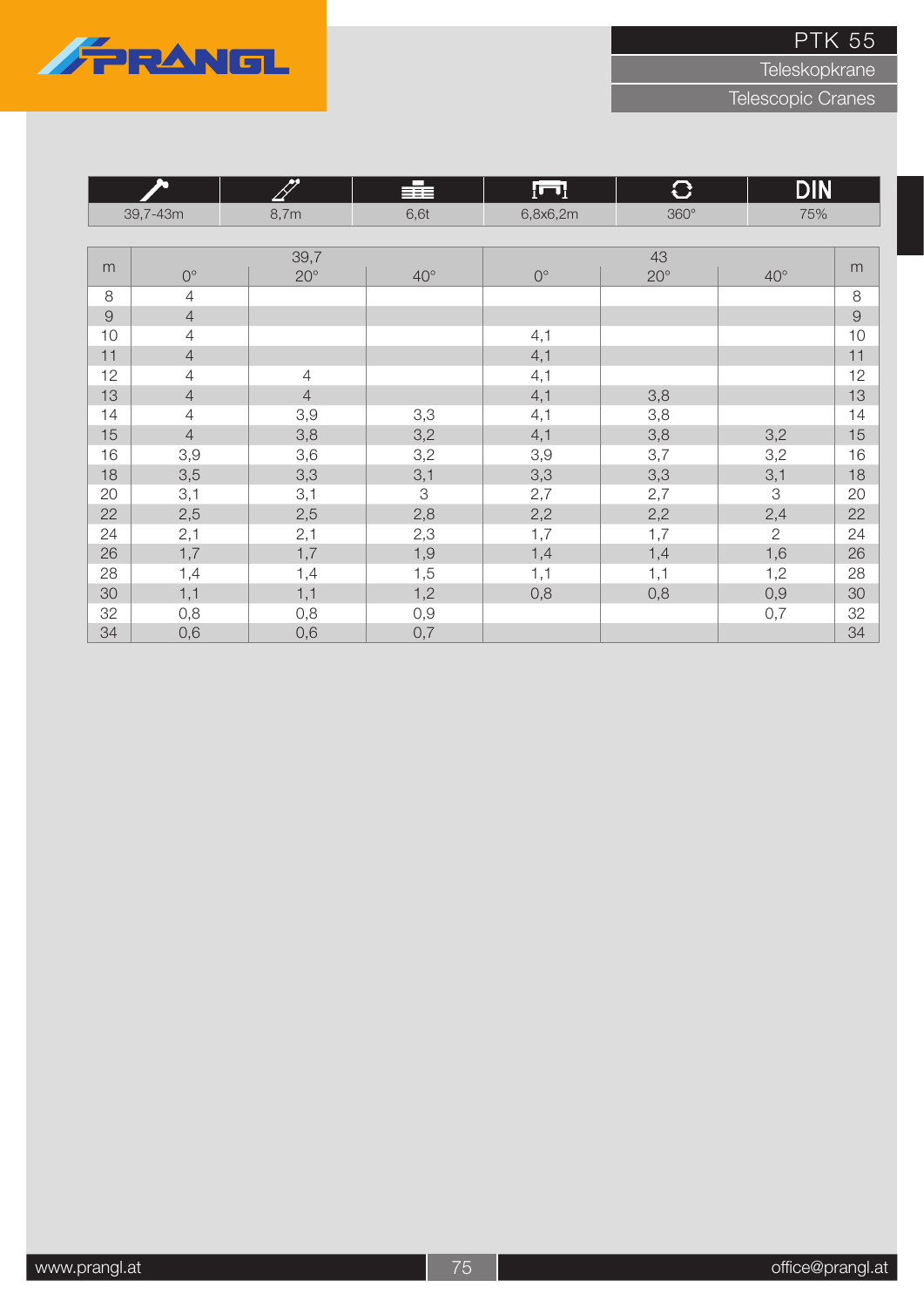# PTK 55

## Teleskopkrane

## Telescopic Cranes

| 39,7-43m | 8,7m | 6,6t | 6,8x6,2m | 360° | DIN 75% |
|---|---|---|---|---|---|

| m | 39,7 | | | 43 | | | m |
|---|---|---|---|---|---|---|---|
| | 0° | 20° | 40° | 0° | 20° | 40° | |
| 8 | 4 | | | | | | 8 |
| 9 | 4 | | | | | | 9 |
| 10 | 4 | | | 4,1 | | | 10 |
| 11 | 4 | | | 4,1 | | | 11 |
| 12 | 4 | 4 | | 4,1 | | | 12 |
| 13 | 4 | 4 | | 4,1 | 3,8 | | 13 |
| 14 | 4 | 3,9 | 3,3 | 4,1 | 3,8 | | 14 |
| 15 | 4 | 3,8 | 3,2 | 4,1 | 3,8 | 3,2 | 15 |
| 16 | 3,9 | 3,6 | 3,2 | 3,9 | 3,7 | 3,2 | 16 |
| 18 | 3,5 | 3,3 | 3,1 | 3,3 | 3,3 | 3,1 | 18 |
| 20 | 3,1 | 3,1 | 3 | 2,7 | 2,7 | 3 | 20 |
| 22 | 2,5 | 2,5 | 2,8 | 2,2 | 2,2 | 2,4 | 22 |
| 24 | 2,1 | 2,1 | 2,3 | 1,7 | 1,7 | 2 | 24 |
| 26 | 1,7 | 1,7 | 1,9 | 1,4 | 1,4 | 1,6 | 26 |
| 28 | 1,4 | 1,4 | 1,5 | 1,1 | 1,1 | 1,2 | 28 |
| 30 | 1,1 | 1,1 | 1,2 | 0,8 | 0,8 | 0,9 | 30 |
| 32 | 0,8 | 0,8 | 0,9 | | | 0,7 | 32 |
| 34 | 0,6 | 0,6 | 0,7 | | | | 34 |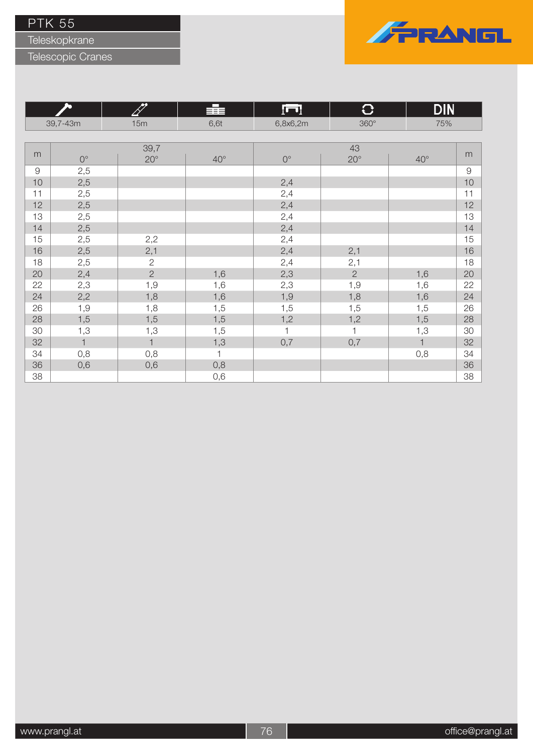# PTK 55

Teleskopkrane

Telescopic Cranes

| | | | | | DIN |
|---|---|---|---|---|---|
| 39,7-43m | 15m | 6,6t | 6,8x6,2m | 360° | 75% |

| m | 39,7 | | | 43 | | | m |
|---|---|---|---|---|---|---|---|
| | 0° | 20° | 40° | 0° | 20° | 40° | |
| 9 | 2,5 | | | | | | 9 |
| 10 | 2,5 | | | 2,4 | | | 10 |
| 11 | 2,5 | | | 2,4 | | | 11 |
| 12 | 2,5 | | | 2,4 | | | 12 |
| 13 | 2,5 | | | 2,4 | | | 13 |
| 14 | 2,5 | | | 2,4 | | | 14 |
| 15 | 2,5 | 2,2 | | 2,4 | | | 15 |
| 16 | 2,5 | 2,1 | | 2,4 | 2,1 | | 16 |
| 18 | 2,5 | 2 | | 2,4 | 2,1 | | 18 |
| 20 | 2,4 | 2 | 1,6 | 2,3 | 2 | 1,6 | 20 |
| 22 | 2,3 | 1,9 | 1,6 | 2,3 | 1,9 | 1,6 | 22 |
| 24 | 2,2 | 1,8 | 1,6 | 1,9 | 1,8 | 1,6 | 24 |
| 26 | 1,9 | 1,8 | 1,5 | 1,5 | 1,5 | 1,5 | 26 |
| 28 | 1,5 | 1,5 | 1,5 | 1,2 | 1,2 | 1,5 | 28 |
| 30 | 1,3 | 1,3 | 1,5 | 1 | 1 | 1,3 | 30 |
| 32 | 1 | 1 | 1,3 | 0,7 | 0,7 | 1 | 32 |
| 34 | 0,8 | 0,8 | 1 | | | 0,8 | 34 |
| 36 | 0,6 | 0,6 | 0,8 | | | | 36 |
| 38 | | | 0,6 | | | | 38 |

www.prangl.at office@prangl.at